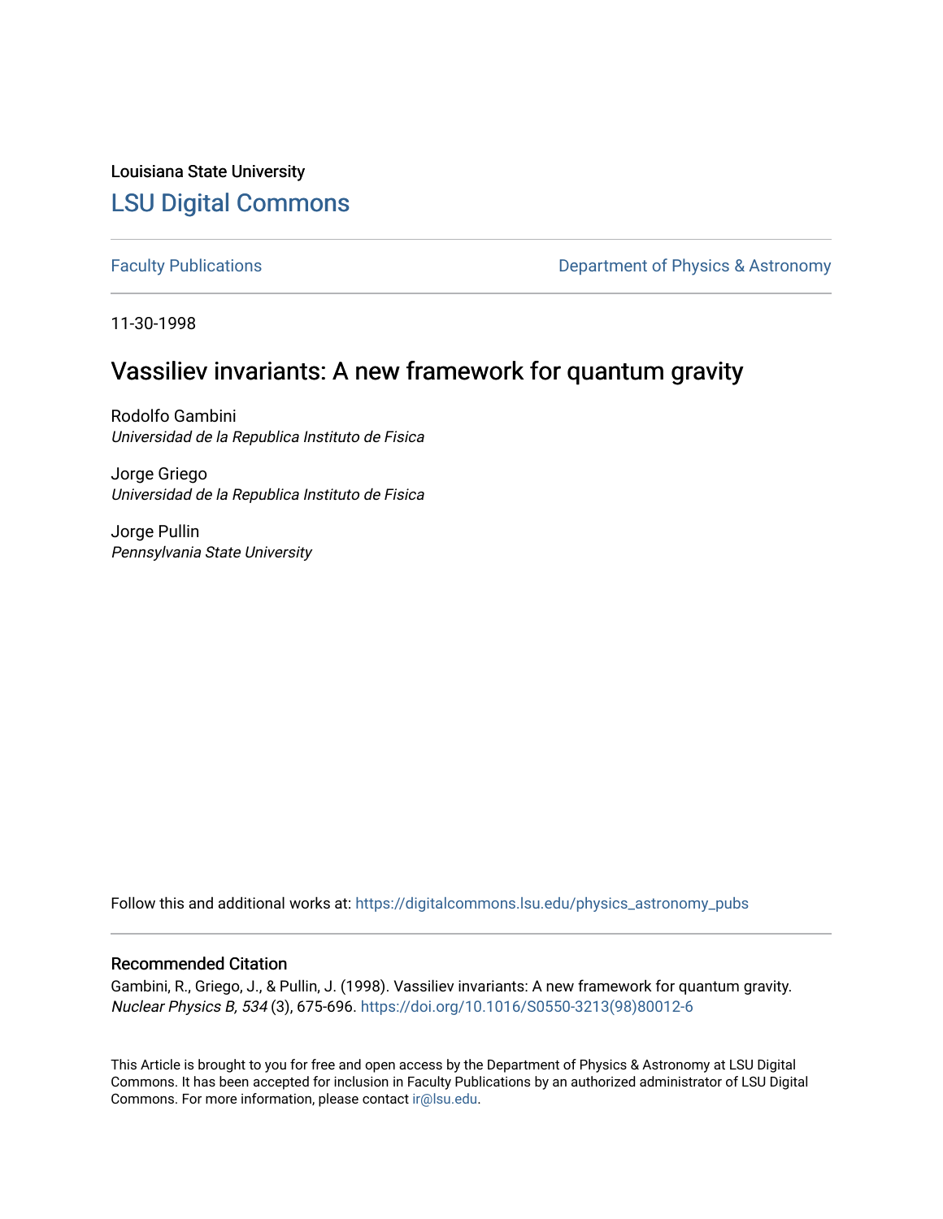Louisiana State University

# LSU Digital Commons

Faculty Publications

Department of Physics & Astronomy

11-30-1998

## Vassiliev invariants: A new framework for quantum gravity

Rodolfo Gambini
*Universidad de la Republica Instituto de Fisica*

Jorge Griego
*Universidad de la Republica Instituto de Fisica*

Jorge Pullin
*Pennsylvania State University*

Follow this and additional works at: https://digitalcommons.lsu.edu/physics_astronomy_pubs

### Recommended Citation

Gambini, R., Griego, J., & Pullin, J. (1998). Vassiliev invariants: A new framework for quantum gravity. *Nuclear Physics B, 534* (3), 675-696. https://doi.org/10.1016/S0550-3213(98)80012-6

This Article is brought to you for free and open access by the Department of Physics & Astronomy at LSU Digital Commons. It has been accepted for inclusion in Faculty Publications by an authorized administrator of LSU Digital Commons. For more information, please contact ir@lsu.edu.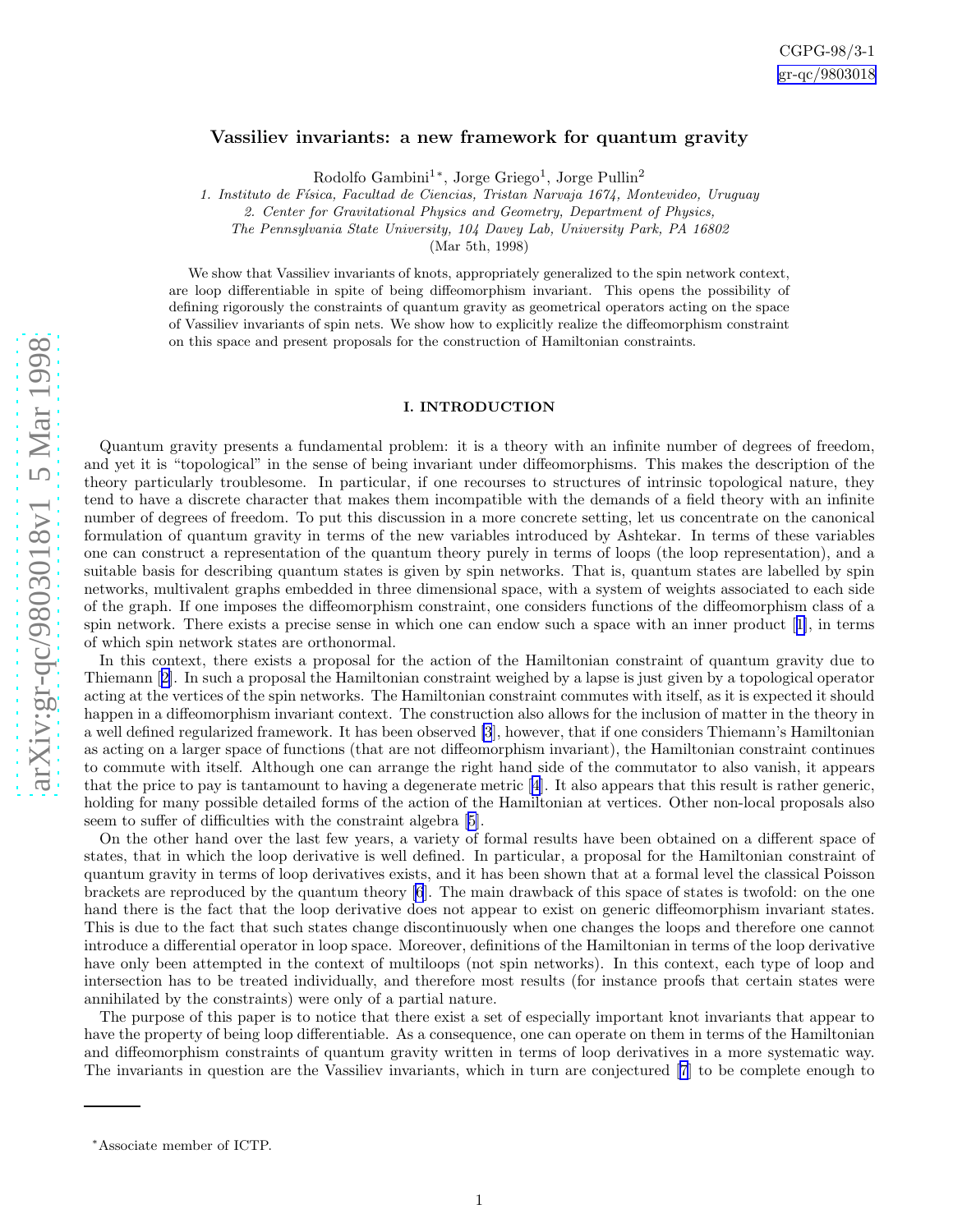CGPG-98/3-1
gr-qc/9803018

## Vassiliev invariants: a new framework for quantum gravity

Rodolfo Gambini[1*], Jorge Griego[1], Jorge Pullin[2]

*1. Instituto de Física, Facultad de Ciencias, Tristan Narvaja 1674, Montevideo, Uruguay*
*2. Center for Gravitational Physics and Geometry, Department of Physics, The Pennsylvania State University, 104 Davey Lab, University Park, PA 16802*
(Mar 5th, 1998)

We show that Vassiliev invariants of knots, appropriately generalized to the spin network context, are loop differentiable in spite of being diffeomorphism invariant. This opens the possibility of defining rigorously the constraints of quantum gravity as geometrical operators acting on the space of Vassiliev invariants of spin nets. We show how to explicitly realize the diffeomorphism constraint on this space and present proposals for the construction of Hamiltonian constraints.

### I. INTRODUCTION

Quantum gravity presents a fundamental problem: it is a theory with an infinite number of degrees of freedom, and yet it is "topological" in the sense of being invariant under diffeomorphisms. This makes the description of the theory particularly troublesome. In particular, if one recourses to structures of intrinsic topological nature, they tend to have a discrete character that makes them incompatible with the demands of a field theory with an infinite number of degrees of freedom. To put this discussion in a more concrete setting, let us concentrate on the canonical formulation of quantum gravity in terms of the new variables introduced by Ashtekar. In terms of these variables one can construct a representation of the quantum theory purely in terms of loops (the loop representation), and a suitable basis for describing quantum states is given by spin networks. That is, quantum states are labelled by spin networks, multivalent graphs embedded in three dimensional space, with a system of weights associated to each side of the graph. If one imposes the diffeomorphism constraint, one considers functions of the diffeomorphism class of a spin network. There exists a precise sense in which one can endow such a space with an inner product [1], in terms of which spin network states are orthonormal.

In this context, there exists a proposal for the action of the Hamiltonian constraint of quantum gravity due to Thiemann [2]. In such a proposal the Hamiltonian constraint weighed by a lapse is just given by a topological operator acting at the vertices of the spin networks. The Hamiltonian constraint commutes with itself, as it is expected it should happen in a diffeomorphism invariant context. The construction also allows for the inclusion of matter in the theory in a well defined regularized framework. It has been observed [3], however, that if one considers Thiemann's Hamiltonian as acting on a larger space of functions (that are not diffeomorphism invariant), the Hamiltonian constraint continues to commute with itself. Although one can arrange the right hand side of the commutator to also vanish, it appears that the price to pay is tantamount to having a degenerate metric [4]. It also appears that this result is rather generic, holding for many possible detailed forms of the action of the Hamiltonian at vertices. Other non-local proposals also seem to suffer of difficulties with the constraint algebra [5].

On the other hand over the last few years, a variety of formal results have been obtained on a different space of states, that in which the loop derivative is well defined. In particular, a proposal for the Hamiltonian constraint of quantum gravity in terms of loop derivatives exists, and it has been shown that at a formal level the classical Poisson brackets are reproduced by the quantum theory [6]. The main drawback of this space of states is twofold: on the one hand there is the fact that the loop derivative does not appear to exist on generic diffeomorphism invariant states. This is due to the fact that such states change discontinuously when one changes the loops and therefore one cannot introduce a differential operator in loop space. Moreover, definitions of the Hamiltonian in terms of the loop derivative have only been attempted in the context of multiloops (not spin networks). In this context, each type of loop and intersection has to be treated individually, and therefore most results (for instance proofs that certain states were annihilated by the constraints) were only of a partial nature.

The purpose of this paper is to notice that there exist a set of especially important knot invariants that appear to have the property of being loop differentiable. As a consequence, one can operate on them in terms of the Hamiltonian and diffeomorphism constraints of quantum gravity written in terms of loop derivatives in a more systematic way. The invariants in question are the Vassiliev invariants, which in turn are conjectured [7] to be complete enough to

*Associate member of ICTP.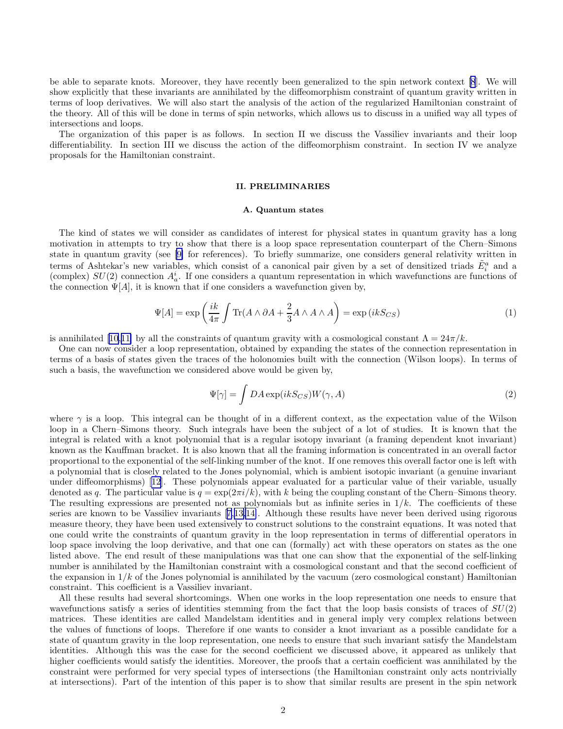be able to separate knots. Moreover, they have recently been generalized to the spin network context [8]. We will show explicitly that these invariants are annihilated by the diffeomorphism constraint of quantum gravity written in terms of loop derivatives. We will also start the analysis of the action of the regularized Hamiltonian constraint of the theory. All of this will be done in terms of spin networks, which allows us to discuss in a unified way all types of intersections and loops.

The organization of this paper is as follows. In section II we discuss the Vassiliev invariants and their loop differentiability. In section III we discuss the action of the diffeomorphism constraint. In section IV we analyze proposals for the Hamiltonian constraint.

## II. PRELIMINARIES

### A. Quantum states

The kind of states we will consider as candidates of interest for physical states in quantum gravity has a long motivation in attempts to try to show that there is a loop space representation counterpart of the Chern–Simons state in quantum gravity (see [9] for references). To briefly summarize, one considers general relativity written in terms of Ashtekar's new variables, which consist of a canonical pair given by a set of densitized triads $\tilde{E}^a_i$ and a (complex) $SU(2)$ connection $A^i_a$. If one considers a quantum representation in which wavefunctions are functions of the connection $\Psi[A]$, it is known that if one considers a wavefunction given by,

$$\Psi[A] = \exp\left(\frac{ik}{4\pi}\int \mathrm{Tr}(A\wedge\partial A + \frac{2}{3}A\wedge A\wedge A\right) = \exp\left(ikS_{CS}\right) \tag{1}$$

is annihilated [10,11] by all the constraints of quantum gravity with a cosmological constant $\Lambda = 24\pi/k$.

One can now consider a loop representation, obtained by expanding the states of the connection representation in terms of a basis of states given the traces of the holonomies built with the connection (Wilson loops). In terms of such a basis, the wavefunction we considered above would be given by,

$$\Psi[\gamma] = \int DA \exp(ikS_{CS}) W(\gamma, A) \tag{2}$$

where $\gamma$ is a loop. This integral can be thought of in a different context, as the expectation value of the Wilson loop in a Chern–Simons theory. Such integrals have been the subject of a lot of studies. It is known that the integral is related with a knot polynomial that is a regular isotopy invariant (a framing dependent knot invariant) known as the Kauffman bracket. It is also known that all the framing information is concentrated in an overall factor proportional to the exponential of the self-linking number of the knot. If one removes this overall factor one is left with a polynomial that is closely related to the Jones polynomial, which is ambient isotopic invariant (a genuine invariant under diffeomorphisms) [12]. These polynomials appear evaluated for a particular value of their variable, usually denoted as $q$. The particular value is $q = \exp(2\pi i/k)$, with $k$ being the coupling constant of the Chern–Simons theory. The resulting expressions are presented not as polynomials but as infinite series in $1/k$. The coefficients of these series are known to be Vassiliev invariants [7,13,14]. Although these results have never been derived using rigorous measure theory, they have been used extensively to construct solutions to the constraint equations. It was noted that one could write the constraints of quantum gravity in the loop representation in terms of differential operators in loop space involving the loop derivative, and that one can (formally) act with these operators on states as the one listed above. The end result of these manipulations was that one can show that the exponential of the self-linking number is annihilated by the Hamiltonian constraint with a cosmological constant and that the second coefficient of the expansion in $1/k$ of the Jones polynomial is annihilated by the vacuum (zero cosmological constant) Hamiltonian constraint. This coefficient is a Vassiliev invariant.

All these results had several shortcomings. When one works in the loop representation one needs to ensure that wavefunctions satisfy a series of identities stemming from the fact that the loop basis consists of traces of $SU(2)$ matrices. These identities are called Mandelstam identities and in general imply very complex relations between the values of functions of loops. Therefore if one wants to consider a knot invariant as a possible candidate for a state of quantum gravity in the loop representation, one needs to ensure that such invariant satisfy the Mandelstam identities. Although this was the case for the second coefficient we discussed above, it appeared as unlikely that higher coefficients would satisfy the identities. Moreover, the proofs that a certain coefficient was annihilated by the constraint were performed for very special types of intersections (the Hamiltonian constraint only acts nontrivially at intersections). Part of the intention of this paper is to show that similar results are present in the spin network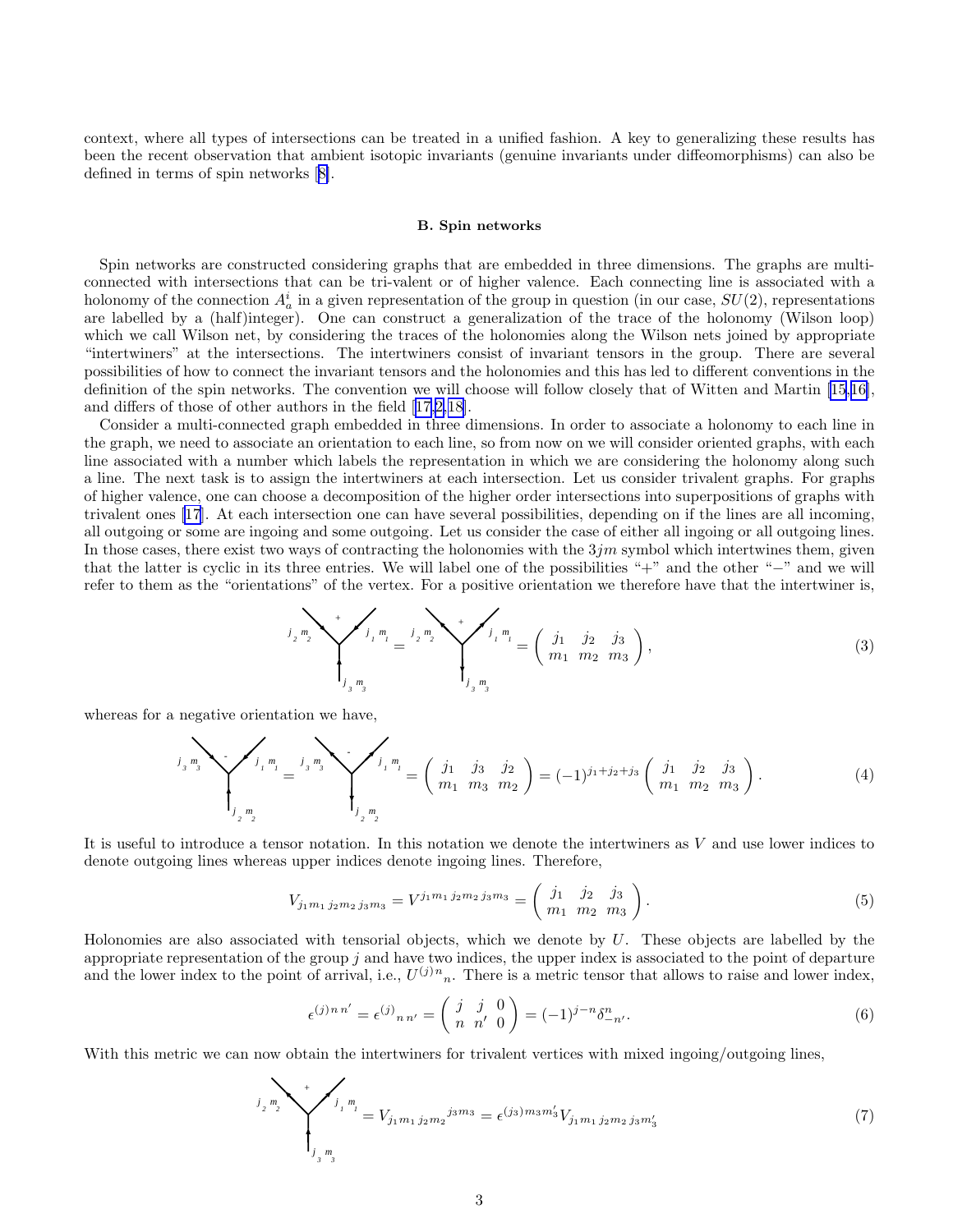context, where all types of intersections can be treated in a unified fashion. A key to generalizing these results has been the recent observation that ambient isotopic invariants (genuine invariants under diffeomorphisms) can also be defined in terms of spin networks [8].

### B. Spin networks

Spin networks are constructed considering graphs that are embedded in three dimensions. The graphs are multi-connected with intersections that can be tri-valent or of higher valence. Each connecting line is associated with a holonomy of the connection $A_a^i$ in a given representation of the group in question (in our case, $SU(2)$, representations are labelled by a (half)integer). One can construct a generalization of the trace of the holonomy (Wilson loop) which we call Wilson net, by considering the traces of the holonomies along the Wilson nets joined by appropriate "intertwiners" at the intersections. The intertwiners consist of invariant tensors in the group. There are several possibilities of how to connect the invariant tensors and the holonomies and this has led to different conventions in the definition of the spin networks. The convention we will choose will follow closely that of Witten and Martin [15,16], and differs of those of other authors in the field [17,2,18].

Consider a multi-connected graph embedded in three dimensions. In order to associate a holonomy to each line in the graph, we need to associate an orientation to each line, so from now on we will consider oriented graphs, with each line associated with a number which labels the representation in which we are considering the holonomy along such a line. The next task is to assign the intertwiners at each intersection. Let us consider trivalent graphs. For graphs of higher valence, one can choose a decomposition of the higher order intersections into superpositions of graphs with trivalent ones [17]. At each intersection one can have several possibilities, depending on if the lines are all incoming, all outgoing or some are ingoing and some outgoing. Let us consider the case of either all ingoing or all outgoing lines. In those cases, there exist two ways of contracting the holonomies with the $3jm$ symbol which intertwines them, given that the latter is cyclic in its three entries. We will label one of the possibilities "+" and the other "−" and we will refer to them as the "orientations" of the vertex. For a positive orientation we therefore have that the intertwiner is,

$$
[\text{vertex}, +;\ j_2 m_2,\ j_1 m_1,\ j_3 m_3 \text{ ingoing}] = [\text{vertex}, +;\ j_2 m_2,\ j_1 m_1,\ j_3 m_3 \text{ outgoing}] = \begin{pmatrix} j_1 & j_2 & j_3 \\ m_1 & m_2 & m_3 \end{pmatrix}, \tag{3}
$$

whereas for a negative orientation we have,

$$
[\text{vertex}, -;\ j_3 m_3,\ j_1 m_1,\ j_2 m_2 \text{ ingoing}] = [\text{vertex}, -;\ j_3 m_3,\ j_1 m_1,\ j_2 m_2 \text{ outgoing}] = \begin{pmatrix} j_1 & j_3 & j_2 \\ m_1 & m_3 & m_2 \end{pmatrix} = (-1)^{j_1+j_2+j_3} \begin{pmatrix} j_1 & j_2 & j_3 \\ m_1 & m_2 & m_3 \end{pmatrix}. \tag{4}
$$

It is useful to introduce a tensor notation. In this notation we denote the intertwiners as $V$ and use lower indices to denote outgoing lines whereas upper indices denote ingoing lines. Therefore,

$$
V_{j_1 m_1\, j_2 m_2\, j_3 m_3} = V^{j_1 m_1\, j_2 m_2\, j_3 m_3} = \begin{pmatrix} j_1 & j_2 & j_3 \\ m_1 & m_2 & m_3 \end{pmatrix}. \tag{5}
$$

Holonomies are also associated with tensorial objects, which we denote by $U$. These objects are labelled by the appropriate representation of the group $j$ and have two indices, the upper index is associated to the point of departure and the lower index to the point of arrival, i.e., ${U^{(j)}}^n{}_n$. There is a metric tensor that allows to raise and lower index,

$$
\epsilon^{(j)\, n\, n'} = \epsilon^{(j)}{}_{n\, n'} = \begin{pmatrix} j & j & 0 \\ n & n' & 0 \end{pmatrix} = (-1)^{j-n} \delta^{n}_{-n'}. \tag{6}
$$

With this metric we can now obtain the intertwiners for trivalent vertices with mixed ingoing/outgoing lines,

$$
[\text{vertex}, +;\ j_2 m_2,\ j_1 m_1,\ j_3 m_3] = V_{j_1 m_1\, j_2 m_2}{}^{j_3 m_3} = \epsilon^{(j_3) m_3 m_3'} V_{j_1 m_1\, j_2 m_2\, j_3 m_3'} \tag{7}
$$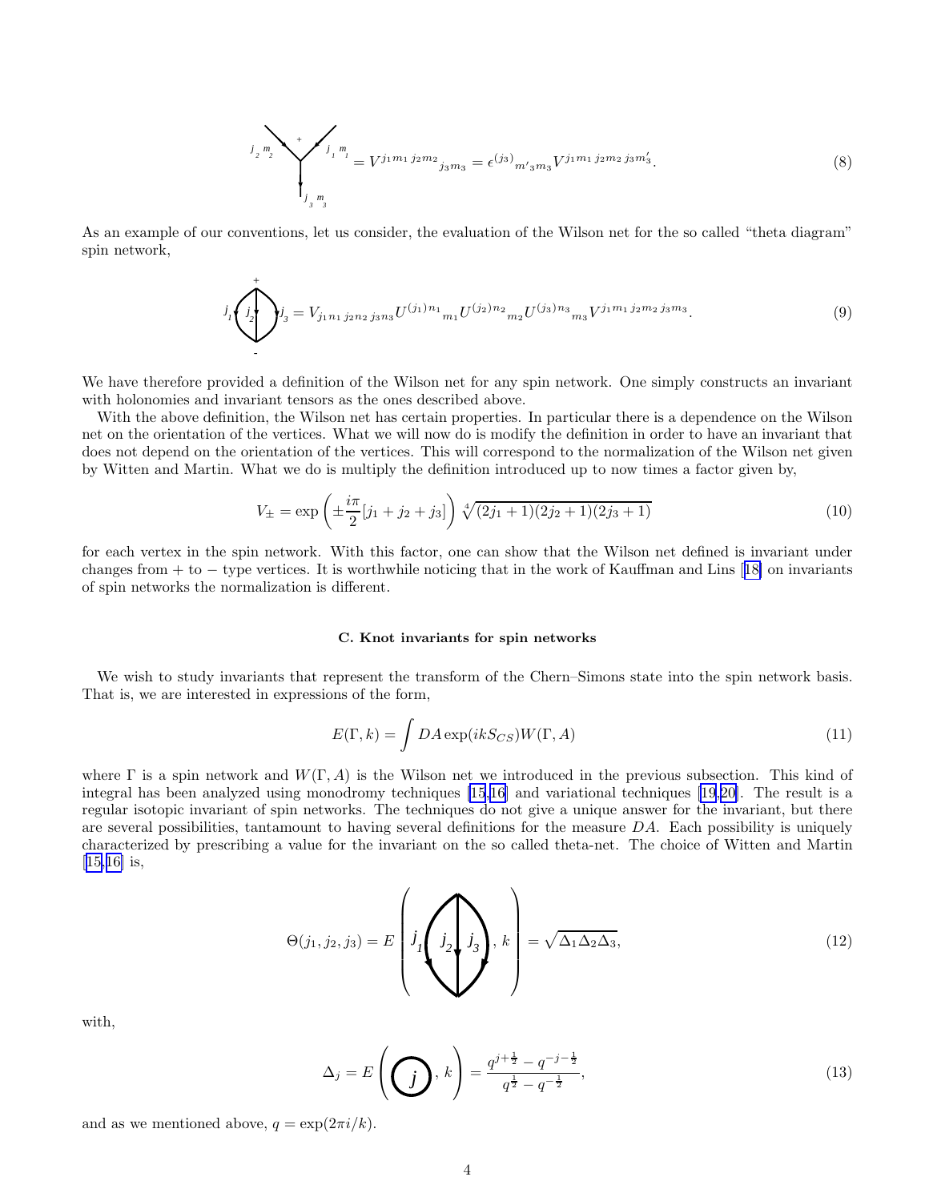$$= V^{j_1 m_1\, j_2 m_2}{}_{j_3 m_3} = \epsilon^{(j_3)}{}_{m'_3 m_3} V^{j_1 m_1\, j_2 m_2\, j_3 m'_3}. \tag{8}$$

As an example of our conventions, let us consider, the evaluation of the Wilson net for the so called "theta diagram" spin network,

$$= V_{j_1 n_1\, j_2 n_2\, j_3 n_3} U^{(j_1) n_1}{}_{m_1} U^{(j_2) n_2}{}_{m_2} U^{(j_3) n_3}{}_{m_3} V^{j_1 m_1\, j_2 m_2\, j_3 m_3}. \tag{9}$$

We have therefore provided a definition of the Wilson net for any spin network. One simply constructs an invariant with holonomies and invariant tensors as the ones described above.

With the above definition, the Wilson net has certain properties. In particular there is a dependence on the Wilson net on the orientation of the vertices. What we will now do is modify the definition in order to have an invariant that does not depend on the orientation of the vertices. This will correspond to the normalization of the Wilson net given by Witten and Martin. What we do is multiply the definition introduced up to now times a factor given by,

$$V_\pm = \exp\left(\pm \frac{i\pi}{2}[j_1 + j_2 + j_3]\right) \sqrt[4]{(2j_1+1)(2j_2+1)(2j_3+1)} \tag{10}$$

for each vertex in the spin network. With this factor, one can show that the Wilson net defined is invariant under changes from + to − type vertices. It is worthwhile noticing that in the work of Kauffman and Lins [18] on invariants of spin networks the normalization is different.

### C. Knot invariants for spin networks

We wish to study invariants that represent the transform of the Chern–Simons state into the spin network basis. That is, we are interested in expressions of the form,

$$E(\Gamma, k) = \int DA \exp(ikS_{CS}) W(\Gamma, A) \tag{11}$$

where $\Gamma$ is a spin network and $W(\Gamma, A)$ is the Wilson net we introduced in the previous subsection. This kind of integral has been analyzed using monodromy techniques [15,16] and variational techniques [19,20]. The result is a regular isotopic invariant of spin networks. The techniques do not give a unique answer for the invariant, but there are several possibilities, tantamount to having several definitions for the measure $DA$. Each possibility is uniquely characterized by prescribing a value for the invariant on the so called theta-net. The choice of Witten and Martin [15,16] is,

$$\Theta(j_1, j_2, j_3) = E\left( \Theta_{j_1 j_2 j_3}, k \right) = \sqrt{\Delta_1 \Delta_2 \Delta_3}, \tag{12}$$

with,

$$\Delta_j = E\left( \bigcirc_j, k \right) = \frac{q^{j+\frac{1}{2}} - q^{-j-\frac{1}{2}}}{q^{\frac{1}{2}} - q^{-\frac{1}{2}}}, \tag{13}$$

and as we mentioned above, $q = \exp(2\pi i/k)$.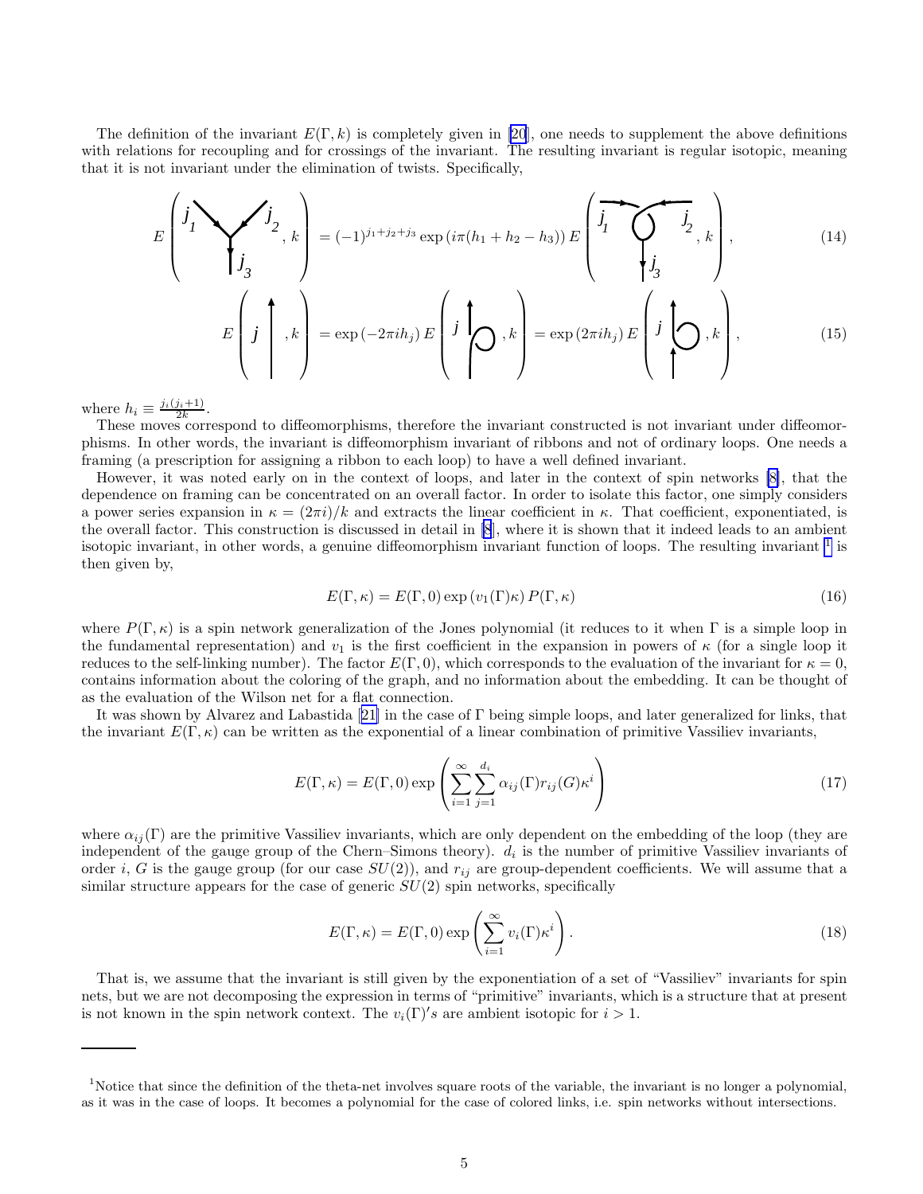The definition of the invariant $E(\Gamma, k)$ is completely given in [20], one needs to supplement the above definitions with relations for recoupling and for crossings of the invariant. The resulting invariant is regular isotopic, meaning that it is not invariant under the elimination of twists. Specifically,

$$E\left( \text{[trivalent vertex } j_1, j_2 \to j_3\text{]}, k \right) = (-1)^{j_1+j_2+j_3} \exp\left(i\pi(h_1 + h_2 - h_3)\right) E\left( \text{[crossed vertex } j_1, j_2 \to j_3\text{]}, k \right), \tag{14}$$

$$E\left( j \uparrow, k \right) = \exp\left(-2\pi i h_j\right) E\left( j \text{ [twist]}, k \right) = \exp\left(2\pi i h_j\right) E\left( j \text{ [twist]}, k \right), \tag{15}$$

where $h_i \equiv \frac{j_i(j_i+1)}{2k}$.

These moves correspond to diffeomorphisms, therefore the invariant constructed is not invariant under diffeomorphisms. In other words, the invariant is diffeomorphism invariant of ribbons and not of ordinary loops. One needs a framing (a prescription for assigning a ribbon to each loop) to have a well defined invariant.

However, it was noted early on in the context of loops, and later in the context of spin networks [8], that the dependence on framing can be concentrated on an overall factor. In order to isolate this factor, one simply considers a power series expansion in $\kappa = (2\pi i)/k$ and extracts the linear coefficient in $\kappa$. That coefficient, exponentiated, is the overall factor. This construction is discussed in detail in [8], where it is shown that it indeed leads to an ambient isotopic invariant, in other words, a genuine diffeomorphism invariant function of loops. The resulting invariant [1] is then given by,

$$E(\Gamma, \kappa) = E(\Gamma, 0) \exp\left(v_1(\Gamma)\kappa\right) P(\Gamma, \kappa) \tag{16}$$

where $P(\Gamma, \kappa)$ is a spin network generalization of the Jones polynomial (it reduces to it when $\Gamma$ is a simple loop in the fundamental representation) and $v_1$ is the first coefficient in the expansion in powers of $\kappa$ (for a single loop it reduces to the self-linking number). The factor $E(\Gamma, 0)$, which corresponds to the evaluation of the invariant for $\kappa = 0$, contains information about the coloring of the graph, and no information about the embedding. It can be thought of as the evaluation of the Wilson net for a flat connection.

It was shown by Alvarez and Labastida [21] in the case of $\Gamma$ being simple loops, and later generalized for links, that the invariant $E(\Gamma, \kappa)$ can be written as the exponential of a linear combination of primitive Vassiliev invariants,

$$E(\Gamma, \kappa) = E(\Gamma, 0) \exp\left( \sum_{i=1}^{\infty} \sum_{j=1}^{d_i} \alpha_{ij}(\Gamma) r_{ij}(G) \kappa^i \right) \tag{17}$$

where $\alpha_{ij}(\Gamma)$ are the primitive Vassiliev invariants, which are only dependent on the embedding of the loop (they are independent of the gauge group of the Chern–Simons theory). $d_i$ is the number of primitive Vassiliev invariants of order $i$, $G$ is the gauge group (for our case $SU(2)$), and $r_{ij}$ are group-dependent coefficients. We will assume that a similar structure appears for the case of generic $SU(2)$ spin networks, specifically

$$E(\Gamma, \kappa) = E(\Gamma, 0) \exp\left( \sum_{i=1}^{\infty} v_i(\Gamma) \kappa^i \right). \tag{18}$$

That is, we assume that the invariant is still given by the exponentiation of a set of "Vassiliev" invariants for spin nets, but we are not decomposing the expression in terms of "primitive" invariants, which is a structure that at present is not known in the spin network context. The $v_i(\Gamma)'s$ are ambient isotopic for $i > 1$.

---

[1] Notice that since the definition of the theta-net involves square roots of the variable, the invariant is no longer a polynomial, as it was in the case of loops. It becomes a polynomial for the case of colored links, i.e. spin networks without intersections.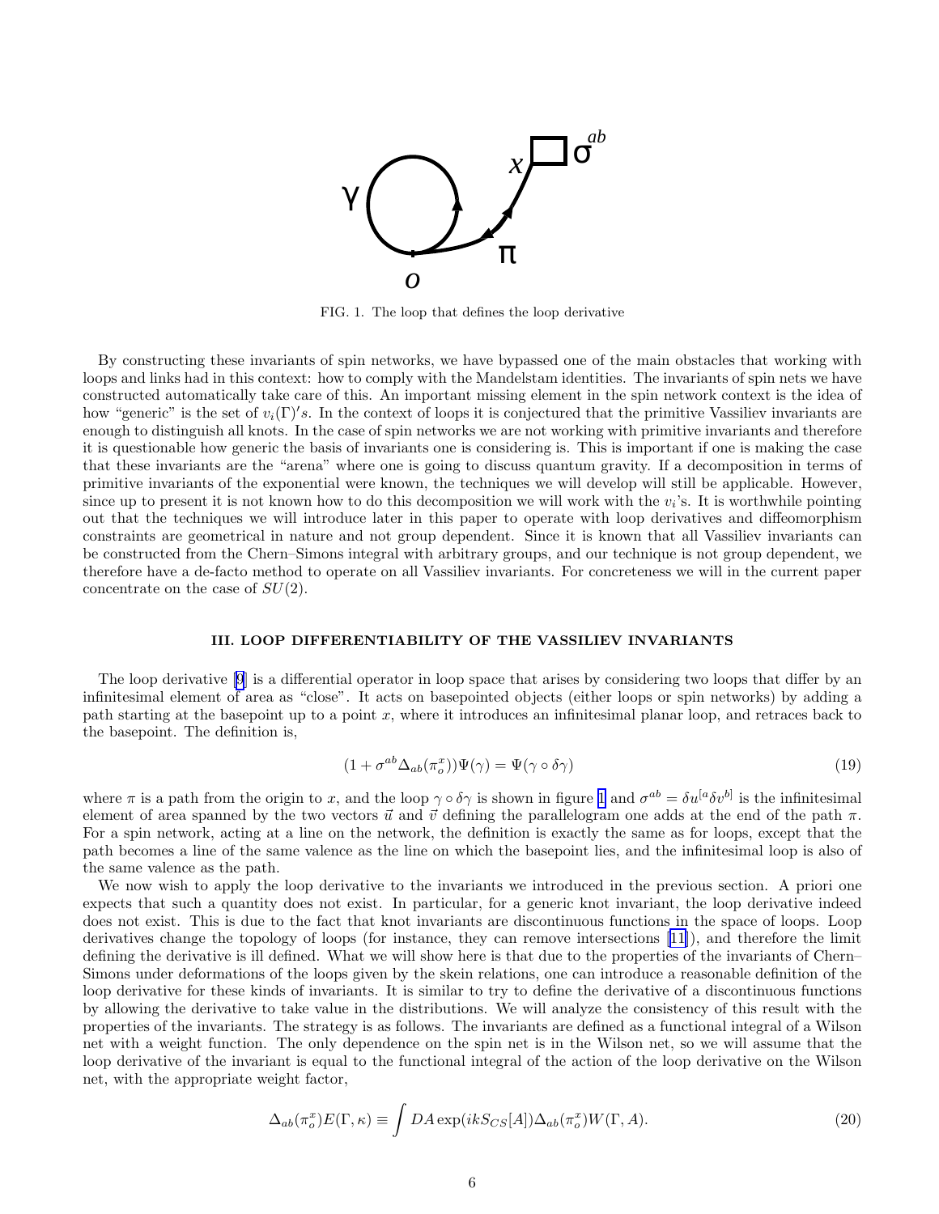FIG. 1. The loop that defines the loop derivative

By constructing these invariants of spin networks, we have bypassed one of the main obstacles that working with loops and links had in this context: how to comply with the Mandelstam identities. The invariants of spin nets we have constructed automatically take care of this. An important missing element in the spin network context is the idea of how "generic" is the set of $v_i(\Gamma)'s$. In the context of loops it is conjectured that the primitive Vassiliev invariants are enough to distinguish all knots. In the case of spin networks we are not working with primitive invariants and therefore it is questionable how generic the basis of invariants one is considering is. This is important if one is making the case that these invariants are the "arena" where one is going to discuss quantum gravity. If a decomposition in terms of primitive invariants of the exponential were known, the techniques we will develop will still be applicable. However, since up to present it is not known how to do this decomposition we will work with the $v_i$'s. It is worthwhile pointing out that the techniques we will introduce later in this paper to operate with loop derivatives and diffeomorphism constraints are geometrical in nature and not group dependent. Since it is known that all Vassiliev invariants can be constructed from the Chern–Simons integral with arbitrary groups, and our technique is not group dependent, we therefore have a de-facto method to operate on all Vassiliev invariants. For concreteness we will in the current paper concentrate on the case of $SU(2)$.

### III. LOOP DIFFERENTIABILITY OF THE VASSILIEV INVARIANTS

The loop derivative [9] is a differential operator in loop space that arises by considering two loops that differ by an infinitesimal element of area as "close". It acts on basepointed objects (either loops or spin networks) by adding a path starting at the basepoint up to a point $x$, where it introduces an infinitesimal planar loop, and retraces back to the basepoint. The definition is,

$$(1 + \sigma^{ab}\Delta_{ab}(\pi_o^x))\Psi(\gamma) = \Psi(\gamma \circ \delta\gamma) \tag{19}$$

where $\pi$ is a path from the origin to $x$, and the loop $\gamma \circ \delta\gamma$ is shown in figure 1 and $\sigma^{ab} = \delta u^{[a}\delta v^{b]}$ is the infinitesimal element of area spanned by the two vectors $\vec{u}$ and $\vec{v}$ defining the parallelogram one adds at the end of the path $\pi$. For a spin network, acting at a line on the network, the definition is exactly the same as for loops, except that the path becomes a line of the same valence as the line on which the basepoint lies, and the infinitesimal loop is also of the same valence as the path.

We now wish to apply the loop derivative to the invariants we introduced in the previous section. A priori one expects that such a quantity does not exist. In particular, for a generic knot invariant, the loop derivative indeed does not exist. This is due to the fact that knot invariants are discontinuous functions in the space of loops. Loop derivatives change the topology of loops (for instance, they can remove intersections [11]), and therefore the limit defining the derivative is ill defined. What we will show here is that due to the properties of the invariants of Chern–Simons under deformations of the loops given by the skein relations, one can introduce a reasonable definition of the loop derivative for these kinds of invariants. It is similar to try to define the derivative of a discontinuous functions by allowing the derivative to take value in the distributions. We will analyze the consistency of this result with the properties of the invariants. The strategy is as follows. The invariants are defined as a functional integral of a Wilson net with a weight function. The only dependence on the spin net is in the Wilson net, so we will assume that the loop derivative of the invariant is equal to the functional integral of the action of the loop derivative on the Wilson net, with the appropriate weight factor,

$$\Delta_{ab}(\pi_o^x)E(\Gamma, \kappa) \equiv \int DA \exp(ikS_{CS}[A])\Delta_{ab}(\pi_o^x)W(\Gamma, A). \tag{20}$$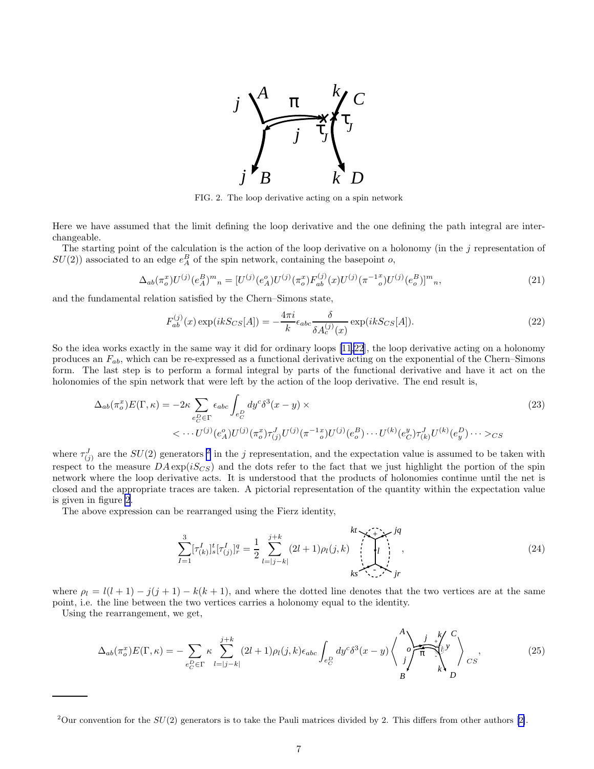FIG. 2. The loop derivative acting on a spin network

Here we have assumed that the limit defining the loop derivative and the one defining the path integral are interchangeable.

The starting point of the calculation is the action of the loop derivative on a holonomy (in the $j$ representation of $SU(2)$) associated to an edge $e_A^B$ of the spin network, containing the basepoint $o$,

$$\Delta_{ab}(\pi_o^x) U^{(j)}(e_A^B)^m{}_n = [U^{(j)}(e_A^o) U^{(j)}(\pi_o^x) F_{ab}^{(j)}(x) U^{(j)}(\pi^{-1}{}_o^x) U^{(j)}(e_o^B)]^m{}_n, \tag{21}$$

and the fundamental relation satisfied by the Chern–Simons state,

$$F_{ab}^{(j)}(x) \exp(ikS_{CS}[A]) = -\frac{4\pi i}{k} \epsilon_{abc} \frac{\delta}{\delta A_c^{(j)}(x)} \exp(ikS_{CS}[A]). \tag{22}$$

So the idea works exactly in the same way it did for ordinary loops [11,22], the loop derivative acting on a holonomy produces an $F_{ab}$, which can be re-expressed as a functional derivative acting on the exponential of the Chern–Simons form. The last step is to perform a formal integral by parts of the functional derivative and have it act on the holonomies of the spin network that were left by the action of the loop derivative. The end result is,

$$\begin{aligned}\Delta_{ab}(\pi_o^x) E(\Gamma, \kappa) = -2\kappa \sum_{e_C^D \in \Gamma} \epsilon_{abc} \int_{e_C^D} dy^c \delta^3(x-y) \times \\ < \cdots U^{(j)}(e_A^o) U^{(j)}(\pi_o^x) \tau_{(j)}^J U^{(j)}(\pi^{-1}{}_o^x) U^{(j)}(e_o^B) \cdots U^{(k)}(e_C^y) \tau_{(k)}^J U^{(k)}(e_y^D) \cdots >_{CS}\end{aligned} \tag{23}$$

where $\tau_{(j)}^J$ are the $SU(2)$ generators [2] in the $j$ representation, and the expectation value is assumed to be taken with respect to the measure $DA \exp(iS_{CS})$ and the dots refer to the fact that we just highlight the portion of the spin network where the loop derivative acts. It is understood that the products of holonomies continue until the net is closed and the appropriate traces are taken. A pictorial representation of the quantity within the expectation value is given in figure 2.

The above expression can be rearranged using the Fierz identity,

$$\sum_{I=1}^{3} [\tau_{(k)}^I]_s^t [\tau_{(j)}^I]_r^q = \frac{1}{2} \sum_{l=|j-k|}^{j+k} (2l+1) \rho_l(j,k) \; [\text{diagram}], \tag{24}$$

where $\rho_l = l(l+1) - j(j+1) - k(k+1)$, and where the dotted line denotes that the two vertices are at the same point, i.e. the line between the two vertices carries a holonomy equal to the identity.

Using the rearrangement, we get,

$$\Delta_{ab}(\pi_o^x) E(\Gamma, \kappa) = -\sum_{e_C^D \in \Gamma} \kappa \sum_{l=|j-k|}^{j+k} (2l+1) \rho_l(j,k) \epsilon_{abc} \int_{e_C^D} dy^c \delta^3(x-y) \left\langle [\text{diagram}] \right\rangle_{CS}, \tag{25}$$

[2] Our convention for the $SU(2)$ generators is to take the Pauli matrices divided by 2. This differs from other authors [2].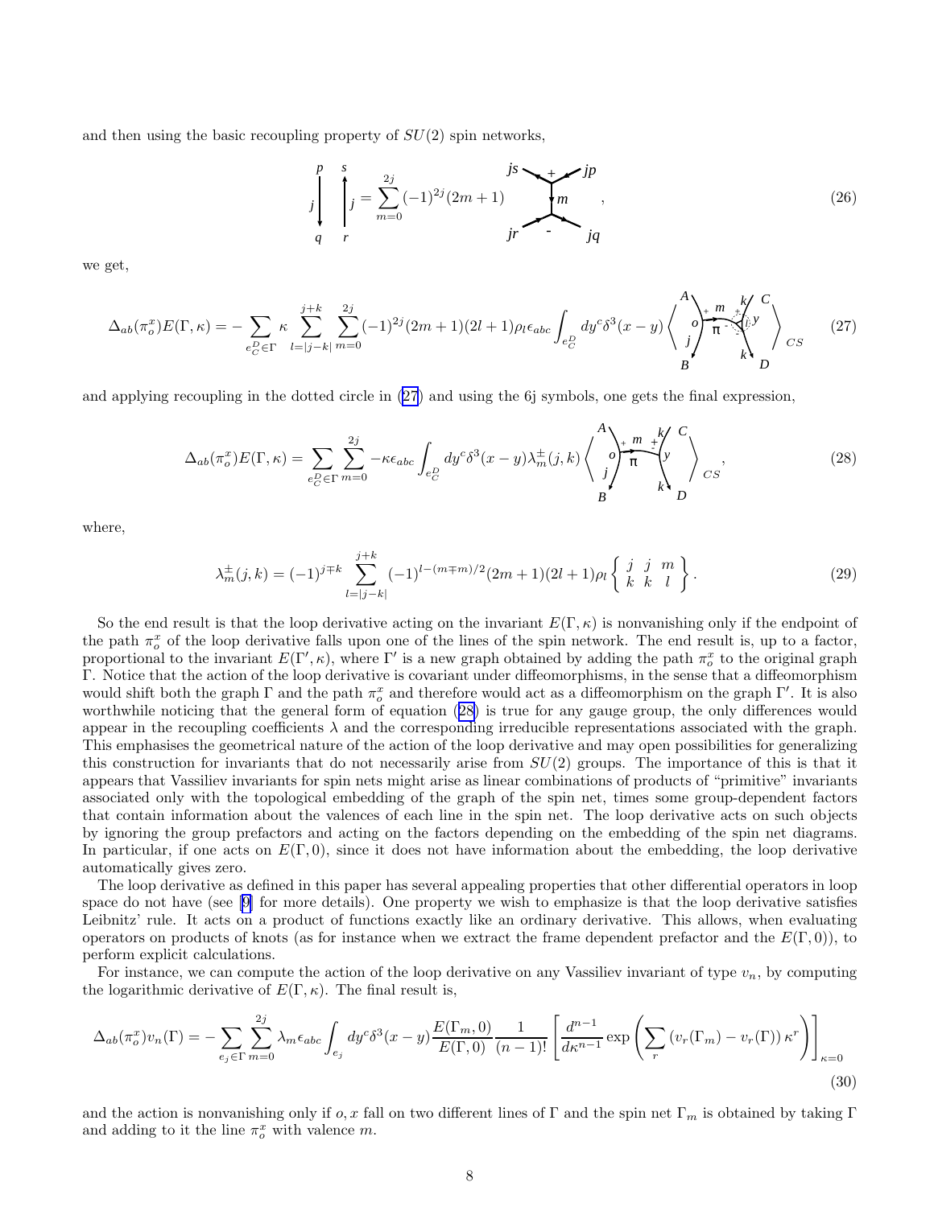and then using the basic recoupling property of $SU(2)$ spin networks,

$$\text{[diagram: two lines } j \text{ from } p \text{ to } q \text{ and } r \text{ to } s] = \sum_{m=0}^{2j} (-1)^{2j}(2m+1) \text{ [diagram: vertices } + \text{ and } - \text{ joined by line } m, \text{ external legs } js, jp, jr, jq] , \tag{26}$$

we get,

$$\Delta_{ab}(\pi_o^x)E(\Gamma,\kappa) = -\sum_{e_C^D\in\Gamma} \kappa \sum_{l=|j-k|}^{j+k} \sum_{m=0}^{2j} (-1)^{2j}(2m+1)(2l+1)\rho_l \epsilon_{abc} \int_{e_C^D} dy^c \delta^3(x-y) \left\langle \text{[diagram]} \right\rangle_{CS} \tag{27}$$

and applying recoupling in the dotted circle in (27) and using the 6j symbols, one gets the final expression,

$$\Delta_{ab}(\pi_o^x)E(\Gamma,\kappa) = \sum_{e_C^D\in\Gamma} \sum_{m=0}^{2j} -\kappa \epsilon_{abc} \int_{e_C^D} dy^c \delta^3(x-y) \lambda_m^{\pm}(j,k) \left\langle \text{[diagram]} \right\rangle_{CS}, \tag{28}$$

where,

$$\lambda_m^{\pm}(j,k) = (-1)^{j\mp k} \sum_{l=|j-k|}^{j+k} (-1)^{l-(m\mp m)/2}(2m+1)(2l+1)\rho_l \left\{ \begin{array}{ccc} j & j & m \\ k & k & l \end{array} \right\}. \tag{29}$$

So the end result is that the loop derivative acting on the invariant $E(\Gamma,\kappa)$ is nonvanishing only if the endpoint of the path $\pi_o^x$ of the loop derivative falls upon one of the lines of the spin network. The end result is, up to a factor, proportional to the invariant $E(\Gamma',\kappa)$, where $\Gamma'$ is a new graph obtained by adding the path $\pi_o^x$ to the original graph $\Gamma$. Notice that the action of the loop derivative is covariant under diffeomorphisms, in the sense that a diffeomorphism would shift both the graph $\Gamma$ and the path $\pi_o^x$ and therefore would act as a diffeomorphism on the graph $\Gamma'$. It is also worthwhile noticing that the general form of equation (28) is true for any gauge group, the only differences would appear in the recoupling coefficients $\lambda$ and the corresponding irreducible representations associated with the graph. This emphasises the geometrical nature of the action of the loop derivative and may open possibilities for generalizing this construction for invariants that do not necessarily arise from $SU(2)$ groups. The importance of this is that it appears that Vassiliev invariants for spin nets might arise as linear combinations of products of "primitive" invariants associated only with the topological embedding of the graph of the spin net, times some group-dependent factors that contain information about the valences of each line in the spin net. The loop derivative acts on such objects by ignoring the group prefactors and acting on the factors depending on the embedding of the spin net diagrams. In particular, if one acts on $E(\Gamma,0)$, since it does not have information about the embedding, the loop derivative automatically gives zero.

The loop derivative as defined in this paper has several appealing properties that other differential operators in loop space do not have (see [9] for more details). One property we wish to emphasize is that the loop derivative satisfies Leibnitz' rule. It acts on a product of functions exactly like an ordinary derivative. This allows, when evaluating operators on products of knots (as for instance when we extract the frame dependent prefactor and the $E(\Gamma,0)$), to perform explicit calculations.

For instance, we can compute the action of the loop derivative on any Vassiliev invariant of type $v_n$, by computing the logarithmic derivative of $E(\Gamma,\kappa)$. The final result is,

$$\Delta_{ab}(\pi_o^x)v_n(\Gamma) = -\sum_{e_j\in\Gamma} \sum_{m=0}^{2j} \lambda_m \epsilon_{abc} \int_{e_j} dy^c \delta^3(x-y) \frac{E(\Gamma_m,0)}{E(\Gamma,0)} \frac{1}{(n-1)!} \left[ \frac{d^{n-1}}{d\kappa^{n-1}} \exp\left( \sum_r \left(v_r(\Gamma_m) - v_r(\Gamma)\right) \kappa^r \right) \right]_{\kappa=0} \tag{30}$$

and the action is nonvanishing only if $o,x$ fall on two different lines of $\Gamma$ and the spin net $\Gamma_m$ is obtained by taking $\Gamma$ and adding to it the line $\pi_o^x$ with valence $m$.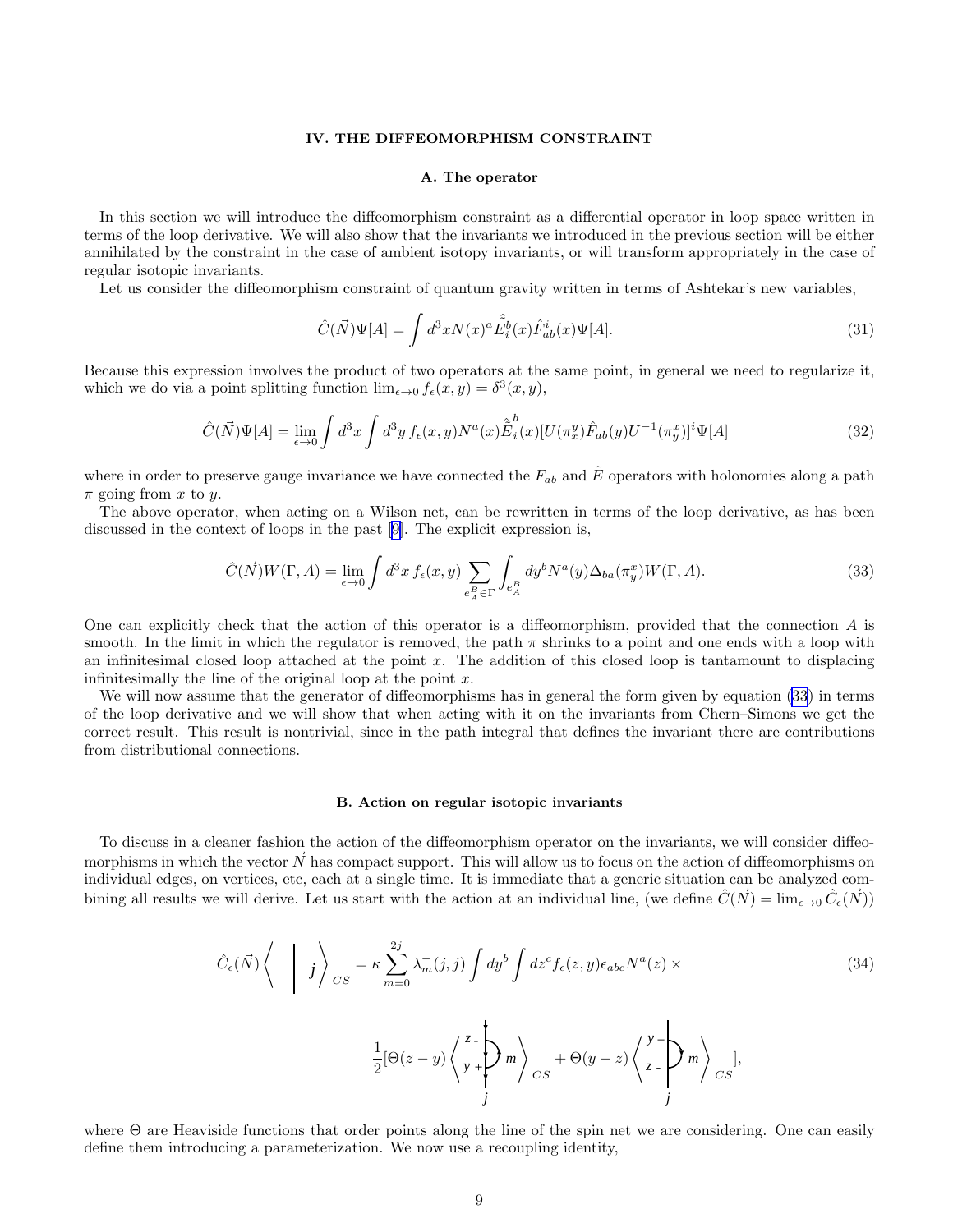## IV. THE DIFFEOMORPHISM CONSTRAINT

### A. The operator

In this section we will introduce the diffeomorphism constraint as a differential operator in loop space written in terms of the loop derivative. We will also show that the invariants we introduced in the previous section will be either annihilated by the constraint in the case of ambient isotopy invariants, or will transform appropriately in the case of regular isotopic invariants.

Let us consider the diffeomorphism constraint of quantum gravity written in terms of Ashtekar's new variables,

$$\hat{C}(\vec{N})\Psi[A] = \int d^3x N(x)^a \hat{\tilde{E}}_i^b(x)\hat{F}^i_{ab}(x)\Psi[A]. \tag{31}$$

Because this expression involves the product of two operators at the same point, in general we need to regularize it, which we do via a point splitting function $\lim_{\epsilon\to 0} f_\epsilon(x,y) = \delta^3(x,y)$,

$$\hat{C}(\vec{N})\Psi[A] = \lim_{\epsilon\to 0}\int d^3x \int d^3y\, f_\epsilon(x,y) N^a(x)\hat{\tilde{E}}_i^b(x)[U(\pi_x^y)\hat{F}_{ab}(y)U^{-1}(\pi_y^x)]^i\Psi[A] \tag{32}$$

where in order to preserve gauge invariance we have connected the $F_{ab}$ and $\tilde{E}$ operators with holonomies along a path $\pi$ going from $x$ to $y$.

The above operator, when acting on a Wilson net, can be rewritten in terms of the loop derivative, as has been discussed in the context of loops in the past [9]. The explicit expression is,

$$\hat{C}(\vec{N})W(\Gamma,A) = \lim_{\epsilon\to 0}\int d^3x\, f_\epsilon(x,y)\sum_{e_A^B\in\Gamma}\int_{e_A^B} dy^b N^a(y)\Delta_{ba}(\pi_y^x)W(\Gamma,A). \tag{33}$$

One can explicitly check that the action of this operator is a diffeomorphism, provided that the connection $A$ is smooth. In the limit in which the regulator is removed, the path $\pi$ shrinks to a point and one ends with a loop with an infinitesimal closed loop attached at the point $x$. The addition of this closed loop is tantamount to displacing infinitesimally the line of the original loop at the point $x$.

We will now assume that the generator of diffeomorphisms has in general the form given by equation (33) in terms of the loop derivative and we will show that when acting with it on the invariants from Chern–Simons we get the correct result. This result is nontrivial, since in the path integral that defines the invariant there are contributions from distributional connections.

### B. Action on regular isotopic invariants

To discuss in a cleaner fashion the action of the diffeomorphism operator on the invariants, we will consider diffeomorphisms in which the vector $\vec{N}$ has compact support. This will allow us to focus on the action of diffeomorphisms on individual edges, on vertices, etc, each at a single time. It is immediate that a generic situation can be analyzed combining all results we will derive. Let us start with the action at an individual line, (we define $\hat{C}(\vec{N}) = \lim_{\epsilon\to 0}\hat{C}_\epsilon(\vec{N})$)

$$\hat{C}_\epsilon(\vec{N})\left\langle \;\Big|\; j \right\rangle_{CS} = \kappa\sum_{m=0}^{2j}\lambda_m^-(j,j)\int dy^b\int dz^c f_\epsilon(z,y)\epsilon_{abc}N^a(z)\times \tag{34}$$

$$\frac{1}{2}\left[\Theta(z-y)\left\langle \begin{matrix} z- \\ y+ \end{matrix}\; m \right\rangle_{CS} + \Theta(y-z)\left\langle \begin{matrix} y+ \\ z- \end{matrix}\; m \right\rangle_{CS}\right],$$

where $\Theta$ are Heaviside functions that order points along the line of the spin net we are considering. One can easily define them introducing a parameterization. We now use a recoupling identity,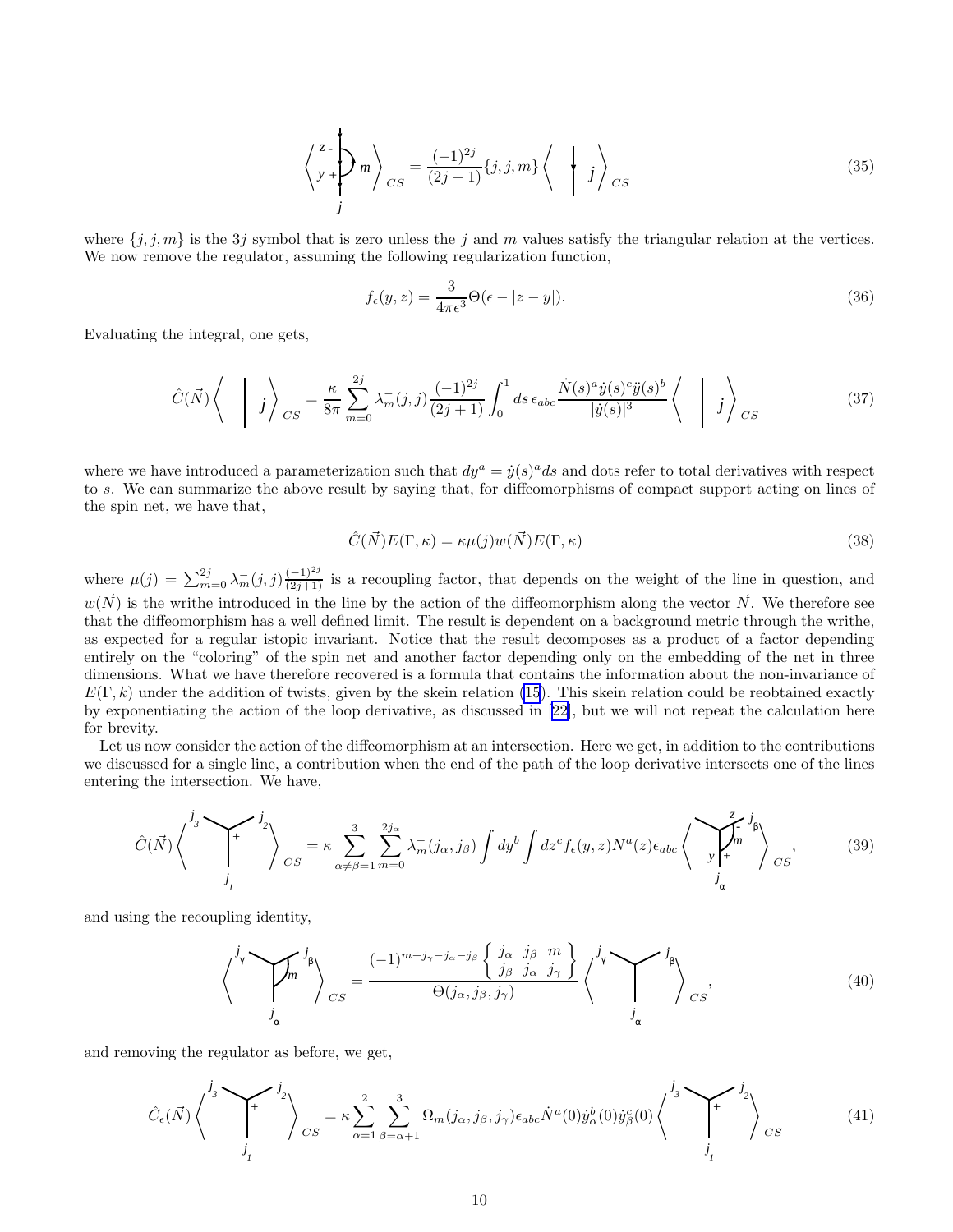$$
\left\langle \text{[diagram: line } j \text{ with arc } m \text{ from } y+ \text{ to } z- \text{]} \right\rangle_{CS} = \frac{(-1)^{2j}}{(2j+1)} \{j, j, m\} \left\langle \text{[diagram: line } j \text{]} \right\rangle_{CS} \tag{35}
$$

where $\{j, j, m\}$ is the $3j$ symbol that is zero unless the $j$ and $m$ values satisfy the triangular relation at the vertices. We now remove the regulator, assuming the following regularization function,

$$
f_\epsilon(y, z) = \frac{3}{4\pi\epsilon^3} \Theta(\epsilon - |z - y|). \tag{36}
$$

Evaluating the integral, one gets,

$$
\hat{C}(\vec{N}) \left\langle \text{[diagram: line } j \text{]} \right\rangle_{CS} = \frac{\kappa}{8\pi} \sum_{m=0}^{2j} \lambda_m^-(j, j) \frac{(-1)^{2j}}{(2j+1)} \int_0^1 ds \, \epsilon_{abc} \frac{\dot{N}(s)^a \dot{y}(s)^c \ddot{y}(s)^b}{|\dot{y}(s)|^3} \left\langle \text{[diagram: line } j \text{]} \right\rangle_{CS} \tag{37}
$$

where we have introduced a parameterization such that $dy^a = \dot{y}(s)^a ds$ and dots refer to total derivatives with respect to $s$. We can summarize the above result by saying that, for diffeomorphisms of compact support acting on lines of the spin net, we have that,

$$
\hat{C}(\vec{N}) E(\Gamma, \kappa) = \kappa \mu(j) w(\vec{N}) E(\Gamma, \kappa) \tag{38}
$$

where $\mu(j) = \sum_{m=0}^{2j} \lambda_m^-(j, j) \frac{(-1)^{2j}}{(2j+1)}$ is a recoupling factor, that depends on the weight of the line in question, and $w(\vec{N})$ is the writhe introduced in the line by the action of the diffeomorphism along the vector $\vec{N}$. We therefore see that the diffeomorphism has a well defined limit. The result is dependent on a background metric through the writhe, as expected for a regular istopic invariant. Notice that the result decomposes as a product of a factor depending entirely on the "coloring" of the spin net and another factor depending only on the embedding of the net in three dimensions. What we have therefore recovered is a formula that contains the information about the non-invariance of $E(\Gamma, k)$ under the addition of twists, given by the skein relation (15). This skein relation could be reobtained exactly by exponentiating the action of the loop derivative, as discussed in [22], but we will not repeat the calculation here for brevity.

Let us now consider the action of the diffeomorphism at an intersection. Here we get, in addition to the contributions we discussed for a single line, a contribution when the end of the path of the loop derivative intersects one of the lines entering the intersection. We have,

$$
\hat{C}(\vec{N}) \left\langle \text{[diagram: vertex } j_1, j_2, j_3 \text{]} \right\rangle_{CS} = \kappa \sum_{\alpha \neq \beta = 1}^{3} \sum_{m=0}^{2j_\alpha} \lambda_m^-(j_\alpha, j_\beta) \int dy^b \int dz^c f_\epsilon(y, z) N^a(z) \epsilon_{abc} \left\langle \text{[diagram: vertex with arc } m \text{ from } y \text{ on } j_\alpha \text{ to } z \text{ on } j_\beta \text{]} \right\rangle_{CS}, \tag{39}
$$

and using the recoupling identity,

$$
\left\langle \text{[diagram: vertex } j_\alpha, j_\beta, j_\gamma \text{ with arc } m \text{]} \right\rangle_{CS} = \frac{(-1)^{m + j_\gamma - j_\alpha - j_\beta} \left\{ \begin{array}{ccc} j_\alpha & j_\beta & m \\ j_\beta & j_\alpha & j_\gamma \end{array} \right\}}{\Theta(j_\alpha, j_\beta, j_\gamma)} \left\langle \text{[diagram: vertex } j_\alpha, j_\beta, j_\gamma \text{]} \right\rangle_{CS}, \tag{40}
$$

and removing the regulator as before, we get,

$$
\hat{C}_\epsilon(\vec{N}) \left\langle \text{[diagram: vertex } j_1, j_2, j_3 \text{]} \right\rangle_{CS} = \kappa \sum_{\alpha=1}^{2} \sum_{\beta=\alpha+1}^{3} \Omega_m(j_\alpha, j_\beta, j_\gamma) \epsilon_{abc} \dot{N}^a(0) \dot{y}_\alpha^b(0) \dot{y}_\beta^c(0) \left\langle \text{[diagram: vertex } j_1, j_2, j_3 \text{]} \right\rangle_{CS} \tag{41}
$$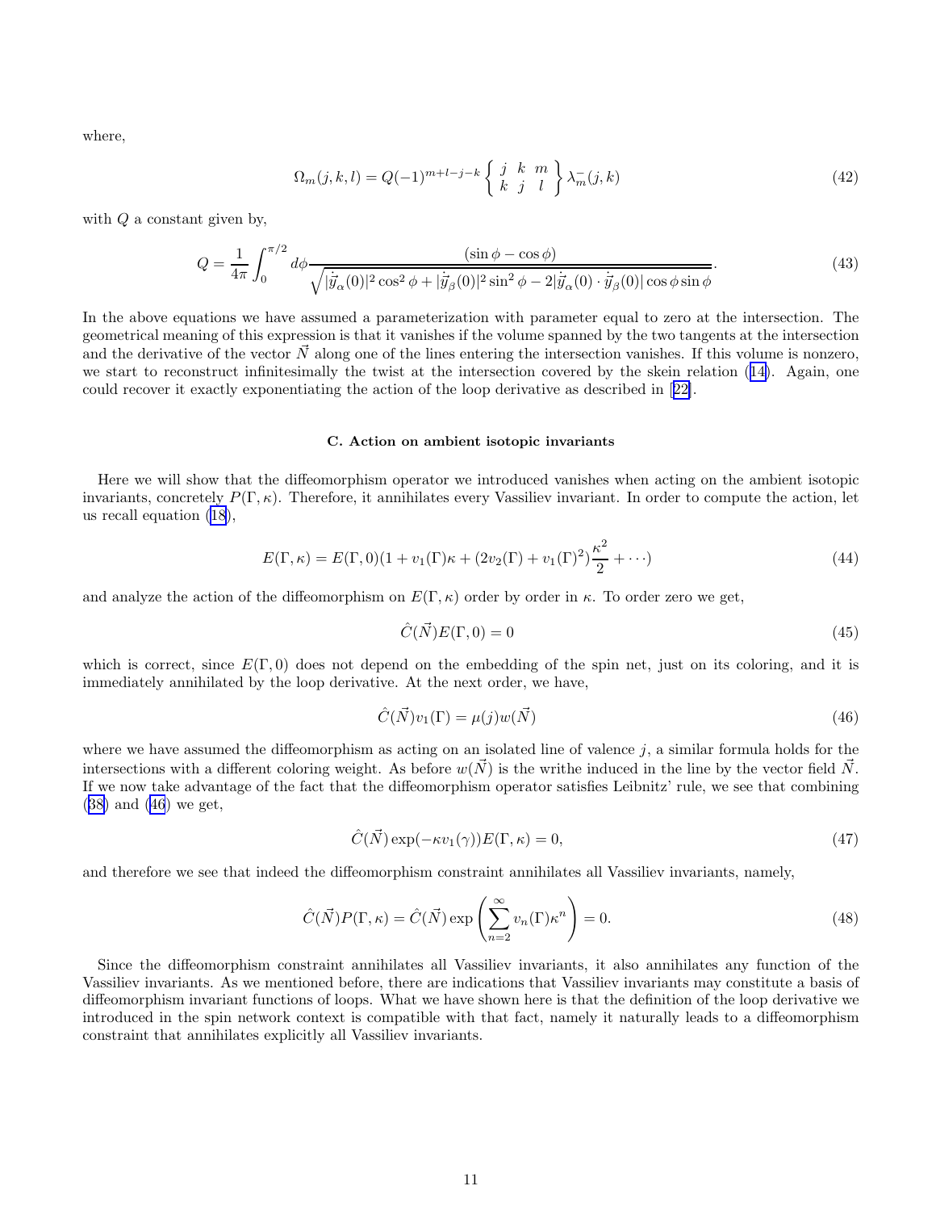where,

$$\Omega_m(j,k,l) = Q(-1)^{m+l-j-k} \left\{ \begin{array}{ccc} j & k & m \\ k & j & l \end{array} \right\} \lambda_m^-(j,k) \tag{42}$$

with $Q$ a constant given by,

$$Q = \frac{1}{4\pi} \int_0^{\pi/2} d\phi \frac{(\sin\phi - \cos\phi)}{\sqrt{|\dot{\vec{y}}_\alpha(0)|^2 \cos^2\phi + |\dot{\vec{y}}_\beta(0)|^2 \sin^2\phi - 2|\dot{\vec{y}}_\alpha(0) \cdot \dot{\vec{y}}_\beta(0)| \cos\phi \sin\phi}}. \tag{43}$$

In the above equations we have assumed a parameterization with parameter equal to zero at the intersection. The geometrical meaning of this expression is that it vanishes if the volume spanned by the two tangents at the intersection and the derivative of the vector $\vec{N}$ along one of the lines entering the intersection vanishes. If this volume is nonzero, we start to reconstruct infinitesimally the twist at the intersection covered by the skein relation (14). Again, one could recover it exactly exponentiating the action of the loop derivative as described in [22].

### C. Action on ambient isotopic invariants

Here we will show that the diffeomorphism operator we introduced vanishes when acting on the ambient isotopic invariants, concretely $P(\Gamma,\kappa)$. Therefore, it annihilates every Vassiliev invariant. In order to compute the action, let us recall equation (18),

$$E(\Gamma,\kappa) = E(\Gamma,0)(1 + v_1(\Gamma)\kappa + (2v_2(\Gamma) + v_1(\Gamma)^2)\frac{\kappa^2}{2} + \cdots) \tag{44}$$

and analyze the action of the diffeomorphism on $E(\Gamma,\kappa)$ order by order in $\kappa$. To order zero we get,

$$\hat{C}(\vec{N})E(\Gamma,0) = 0 \tag{45}$$

which is correct, since $E(\Gamma,0)$ does not depend on the embedding of the spin net, just on its coloring, and it is immediately annihilated by the loop derivative. At the next order, we have,

$$\hat{C}(\vec{N})v_1(\Gamma) = \mu(j)w(\vec{N}) \tag{46}$$

where we have assumed the diffeomorphism as acting on an isolated line of valence $j$, a similar formula holds for the intersections with a different coloring weight. As before $w(\vec{N})$ is the writhe induced in the line by the vector field $\vec{N}$. If we now take advantage of the fact that the diffeomorphism operator satisfies Leibnitz' rule, we see that combining (38) and (46) we get,

$$\hat{C}(\vec{N})\exp(-\kappa v_1(\gamma))E(\Gamma,\kappa) = 0, \tag{47}$$

and therefore we see that indeed the diffeomorphism constraint annihilates all Vassiliev invariants, namely,

$$\hat{C}(\vec{N})P(\Gamma,\kappa) = \hat{C}(\vec{N})\exp\left(\sum_{n=2}^{\infty} v_n(\Gamma)\kappa^n\right) = 0. \tag{48}$$

Since the diffeomorphism constraint annihilates all Vassiliev invariants, it also annihilates any function of the Vassiliev invariants. As we mentioned before, there are indications that Vassiliev invariants may constitute a basis of diffeomorphism invariant functions of loops. What we have shown here is that the definition of the loop derivative we introduced in the spin network context is compatible with that fact, namely it naturally leads to a diffeomorphism constraint that annihilates explicitly all Vassiliev invariants.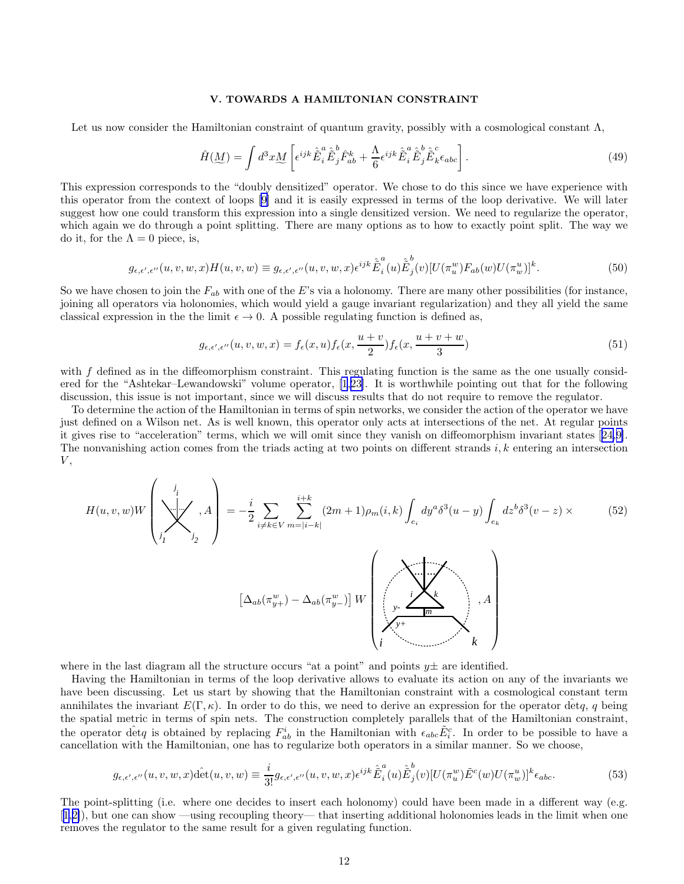### V. TOWARDS A HAMILTONIAN CONSTRAINT

Let us now consider the Hamiltonian constraint of quantum gravity, possibly with a cosmological constant $\Lambda$,

$$\hat{H}(\underset{\sim}{M}) = \int d^3x \underset{\sim}{M} \left[ \epsilon^{ijk} \hat{\tilde{E}}_i^a \hat{\tilde{E}}_j^b \hat{F}^k_{ab} + \frac{\Lambda}{6} \epsilon^{ijk} \hat{\tilde{E}}_i^a \hat{\tilde{E}}_j^b \hat{\tilde{E}}_k^c \epsilon_{abc} \right]. \tag{49}$$

This expression corresponds to the "doubly densitized" operator. We chose to do this since we have experience with this operator from the context of loops [9] and it is easily expressed in terms of the loop derivative. We will later suggest how one could transform this expression into a single densitized version. We need to regularize the operator, which again we do through a point splitting. There are many options as to how to exactly point split. The way we do it, for the $\Lambda = 0$ piece, is,

$$g_{\epsilon,\epsilon',\epsilon''}(u,v,w,x) H(u,v,w) \equiv g_{\epsilon,\epsilon',\epsilon''}(u,v,w,x) \epsilon^{ijk} \hat{\tilde{E}}_i^a(u) \hat{\tilde{E}}_j^b(v) [U(\pi_u^w) F_{ab}(w) U(\pi_w^u)]^k. \tag{50}$$

So we have chosen to join the $F_{ab}$ with one of the $E$'s via a holonomy. There are many other possibilities (for instance, joining all operators via holonomies, which would yield a gauge invariant regularization) and they all yield the same classical expression in the the limit $\epsilon \to 0$. A possible regulating function is defined as,

$$g_{\epsilon,\epsilon',\epsilon''}(u,v,w,x) = f_\epsilon(x,u) f_\epsilon(x, \frac{u+v}{2}) f_\epsilon(x, \frac{u+v+w}{3}) \tag{51}$$

with $f$ defined as in the diffeomorphism constraint. This regulating function is the same as the one usually considered for the "Ashtekar–Lewandowski" volume operator, [1,23]. It is worthwhile pointing out that for the following discussion, this issue is not important, since we will discuss results that do not require to remove the regulator.

To determine the action of the Hamiltonian in terms of spin networks, we consider the action of the operator we have just defined on a Wilson net. As is well known, this operator only acts at intersections of the net. At regular points it gives rise to "acceleration" terms, which we will omit since they vanish on diffeomorphism invariant states [24,9]. The nonvanishing action comes from the triads acting at two points on different strands $i, k$ entering an intersection $V$,

$$H(u,v,w) W\left( \text{[diagram: vertex with strands } j_1, j_2, \ldots, j_i], A \right) = -\frac{i}{2} \sum_{i \neq k \in V} \sum_{m=|i-k|}^{i+k} (2m+1) \rho_m(i,k) \int_{e_i} dy^a \delta^3(u-y) \int_{e_k} dz^b \delta^3(v-z) \times \tag{52}$$

$$\left[ \Delta_{ab}(\pi^w_{y+}) - \Delta_{ab}(\pi^w_{y-}) \right] W\left( \text{[diagram: strands } i, k \text{ recoupled through } m, \text{ points } y-, y+], A \right)$$

where in the last diagram all the structure occurs "at a point" and points $y\pm$ are identified.

Having the Hamiltonian in terms of the loop derivative allows to evaluate its action on any of the invariants we have been discussing. Let us start by showing that the Hamiltonian constraint with a cosmological constant term annihilates the invariant $E(\Gamma, \kappa)$. In order to do this, we need to derive an expression for the operator $\hat{\det} q$, $q$ being the spatial metric in terms of spin nets. The construction completely parallels that of the Hamiltonian constraint, the operator $\hat{\det} q$ is obtained by replacing $F^i_{ab}$ in the Hamiltonian with $\epsilon_{abc} \tilde{E}^c_i$. In order to be possible to have a cancellation with the Hamiltonian, one has to regularize both operators in a similar manner. So we choose,

$$g_{\epsilon,\epsilon',\epsilon''}(u,v,w,x) \hat{\det}(u,v,w) \equiv \frac{i}{3!} g_{\epsilon,\epsilon',\epsilon''}(u,v,w,x) \epsilon^{ijk} \hat{\tilde{E}}_i^a(u) \hat{\tilde{E}}_j^b(v) [U(\pi_u^w) \tilde{E}^c(w) U(\pi_w^u)]^k \epsilon_{abc}. \tag{53}$$

The point-splitting (i.e. where one decides to insert each holonomy) could have been made in a different way (e.g. [1,2]), but one can show —using recoupling theory— that inserting additional holonomies leads in the limit when one removes the regulator to the same result for a given regulating function.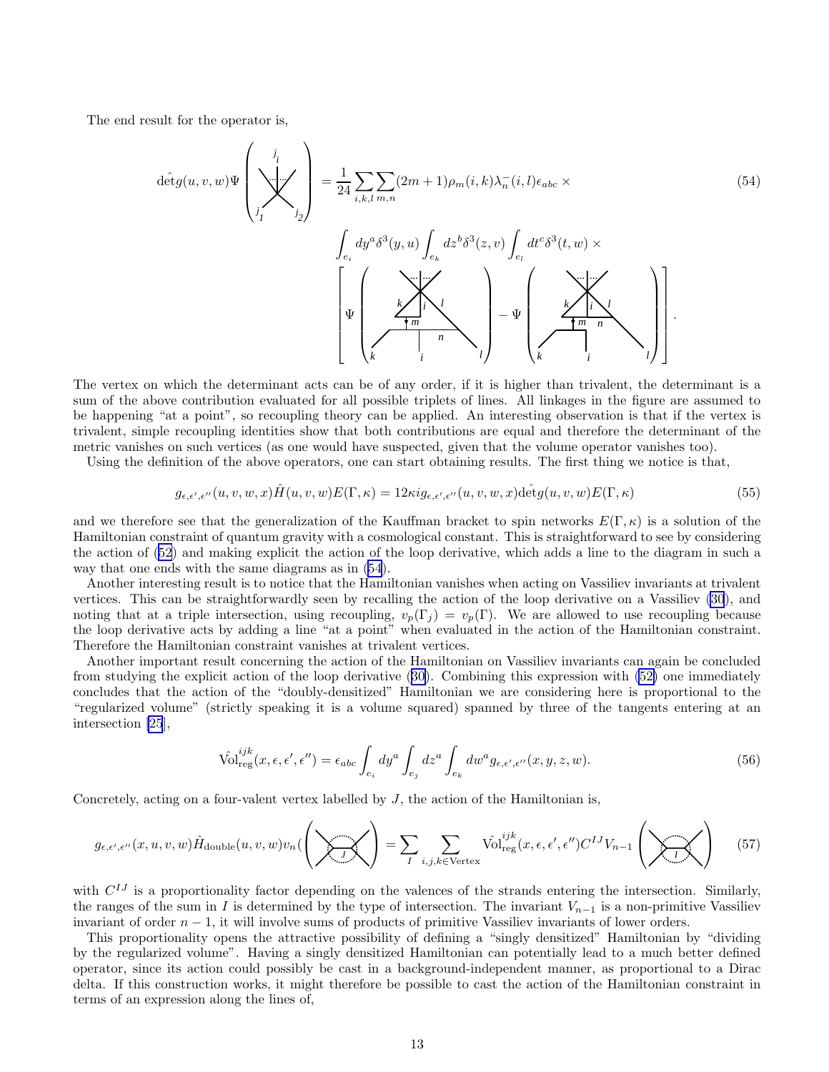The end result for the operator is,

$$\hat{\det g}(u,v,w)\Psi\left(\text{[vertex diagram with edges } j_1, j_2, \ldots, j_i]\right) = \frac{1}{24}\sum_{i,k,l}\sum_{m,n}(2m+1)\rho_m(i,k)\lambda_n^-(i,l)\epsilon_{abc}\times \tag{54}$$

$$\int_{e_i} dy^a\delta^3(y,u)\int_{e_k} dz^b\delta^3(z,v)\int_{e_l} dt^c\delta^3(t,w)\times$$

$$\left[\Psi\left(\text{[diagram with lines } k, i, l, m, n]\right) - \Psi\left(\text{[diagram with lines } k, i, l, m, n]\right)\right].$$

The vertex on which the determinant acts can be of any order, if it is higher than trivalent, the determinant is a sum of the above contribution evaluated for all possible triplets of lines. All linkages in the figure are assumed to be happening "at a point", so recoupling theory can be applied. An interesting observation is that if the vertex is trivalent, simple recoupling identities show that both contributions are equal and therefore the determinant of the metric vanishes on such vertices (as one would have suspected, given that the volume operator vanishes too).

Using the definition of the above operators, one can start obtaining results. The first thing we notice is that,

$$g_{\epsilon,\epsilon',\epsilon''}(u,v,w,x)\hat{H}(u,v,w)E(\Gamma,\kappa) = 12\kappa i g_{\epsilon,\epsilon',\epsilon''}(u,v,w,x)\hat{\det g}(u,v,w)E(\Gamma,\kappa) \tag{55}$$

and we therefore see that the generalization of the Kauffman bracket to spin networks $E(\Gamma,\kappa)$ is a solution of the Hamiltonian constraint of quantum gravity with a cosmological constant. This is straightforward to see by considering the action of (52) and making explicit the action of the loop derivative, which adds a line to the diagram in such a way that one ends with the same diagrams as in (54).

Another interesting result is to notice that the Hamiltonian vanishes when acting on Vassiliev invariants at trivalent vertices. This can be straightforwardly seen by recalling the action of the loop derivative on a Vassiliev (30), and noting that at a triple intersection, using recoupling, $v_p(\Gamma_j) = v_p(\Gamma)$. We are allowed to use recoupling because the loop derivative acts by adding a line "at a point" when evaluated in the action of the Hamiltonian constraint. Therefore the Hamiltonian constraint vanishes at trivalent vertices.

Another important result concerning the action of the Hamiltonian on Vassiliev invariants can again be concluded from studying the explicit action of the loop derivative (30). Combining this expression with (52) one immediately concludes that the action of the "doubly-densitized" Hamiltonian we are considering here is proportional to the "regularized volume" (strictly speaking it is a volume squared) spanned by three of the tangents entering at an intersection [25],

$$\hat{\mathrm{Vol}}^{ijk}_{\mathrm{reg}}(x,\epsilon,\epsilon',\epsilon'') = \epsilon_{abc}\int_{e_i} dy^a \int_{e_j} dz^a \int_{e_k} dw^a g_{\epsilon,\epsilon',\epsilon''}(x,y,z,w). \tag{56}$$

Concretely, acting on a four-valent vertex labelled by $J$, the action of the Hamiltonian is,

$$g_{\epsilon,\epsilon',\epsilon''}(x,u,v,w)\hat{H}_{\mathrm{double}}(u,v,w)v_n\left(\text{[four-valent vertex } J]\right) = \sum_I \sum_{i,j,k\in \mathrm{Vertex}} \hat{\mathrm{Vol}}^{ijk}_{\mathrm{reg}}(x,\epsilon,\epsilon',\epsilon'')C^{IJ}V_{n-1}\left(\text{[four-valent vertex } I]\right) \tag{57}$$

with $C^{IJ}$ is a proportionality factor depending on the valences of the strands entering the intersection. Similarly, the ranges of the sum in $I$ is determined by the type of intersection. The invariant $V_{n-1}$ is a non-primitive Vassiliev invariant of order $n-1$, it will involve sums of products of primitive Vassiliev invariants of lower orders.

This proportionality opens the attractive possibility of defining a "singly densitized" Hamiltonian by "dividing by the regularized volume". Having a singly densitized Hamiltonian can potentially lead to a much better defined operator, since its action could possibly be cast in a background-independent manner, as proportional to a Dirac delta. If this construction works, it might therefore be possible to cast the action of the Hamiltonian constraint in terms of an expression along the lines of,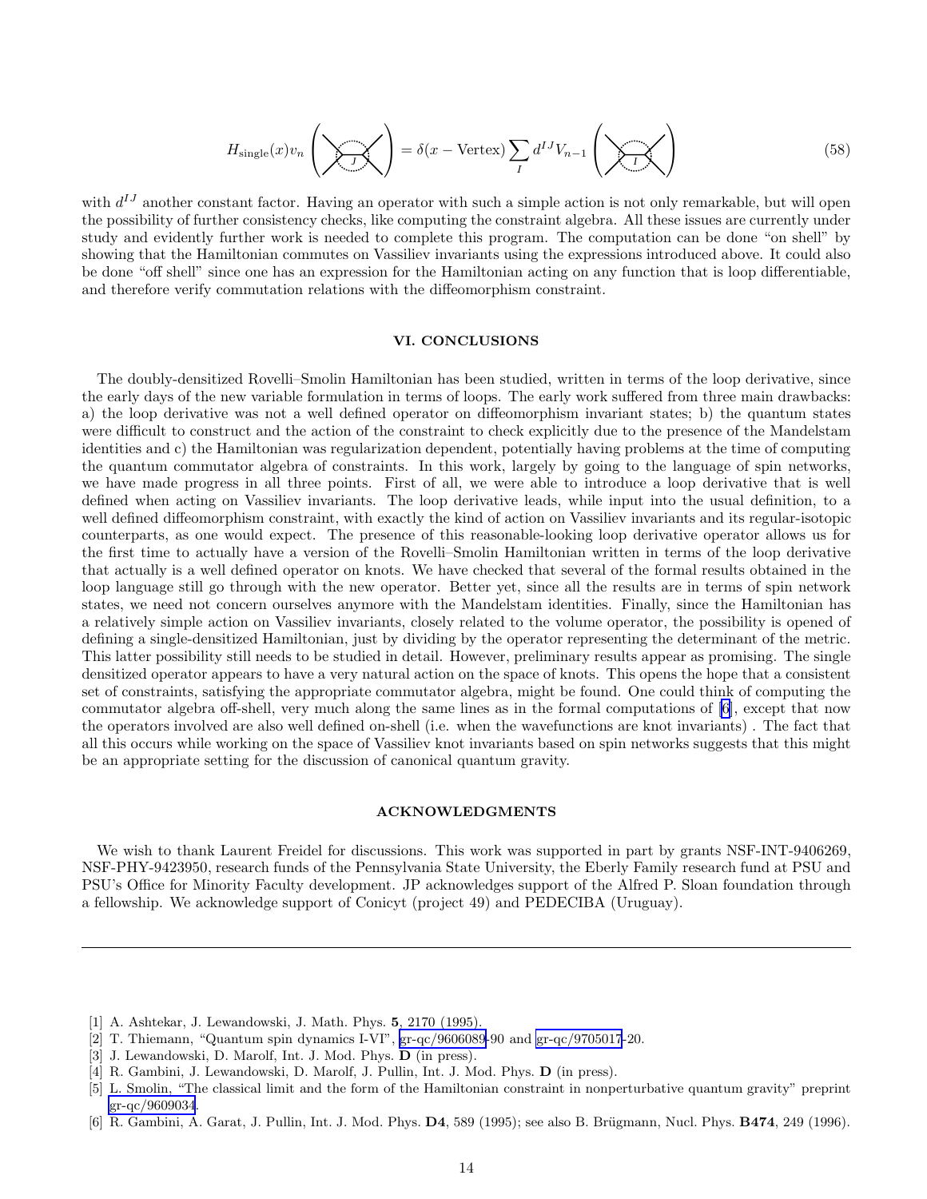$$H_{\text{single}}(x) v_n \left( \text{[diagram: } J \text{]} \right) = \delta(x - \text{Vertex}) \sum_I d^{IJ} V_{n-1} \left( \text{[diagram: } I \text{]} \right) \tag{58}$$

with $d^{IJ}$ another constant factor. Having an operator with such a simple action is not only remarkable, but will open the possibility of further consistency checks, like computing the constraint algebra. All these issues are currently under study and evidently further work is needed to complete this program. The computation can be done "on shell" by showing that the Hamiltonian commutes on Vassiliev invariants using the expressions introduced above. It could also be done "off shell" since one has an expression for the Hamiltonian acting on any function that is loop differentiable, and therefore verify commutation relations with the diffeomorphism constraint.

## VI. CONCLUSIONS

The doubly-densitized Rovelli–Smolin Hamiltonian has been studied, written in terms of the loop derivative, since the early days of the new variable formulation in terms of loops. The early work suffered from three main drawbacks: a) the loop derivative was not a well defined operator on diffeomorphism invariant states; b) the quantum states were difficult to construct and the action of the constraint to check explicitly due to the presence of the Mandelstam identities and c) the Hamiltonian was regularization dependent, potentially having problems at the time of computing the quantum commutator algebra of constraints. In this work, largely by going to the language of spin networks, we have made progress in all three points. First of all, we were able to introduce a loop derivative that is well defined when acting on Vassiliev invariants. The loop derivative leads, while input into the usual definition, to a well defined diffeomorphism constraint, with exactly the kind of action on Vassiliev invariants and its regular-isotopic counterparts, as one would expect. The presence of this reasonable-looking loop derivative operator allows us for the first time to actually have a version of the Rovelli–Smolin Hamiltonian written in terms of the loop derivative that actually is a well defined operator on knots. We have checked that several of the formal results obtained in the loop language still go through with the new operator. Better yet, since all the results are in terms of spin network states, we need not concern ourselves anymore with the Mandelstam identities. Finally, since the Hamiltonian has a relatively simple action on Vassiliev invariants, closely related to the volume operator, the possibility is opened of defining a single-densitized Hamiltonian, just by dividing by the operator representing the determinant of the metric. This latter possibility still needs to be studied in detail. However, preliminary results appear as promising. The single densitized operator appears to have a very natural action on the space of knots. This opens the hope that a consistent set of constraints, satisfying the appropriate commutator algebra, might be found. One could think of computing the commutator algebra off-shell, very much along the same lines as in the formal computations of [6], except that now the operators involved are also well defined on-shell (i.e. when the wavefunctions are knot invariants) . The fact that all this occurs while working on the space of Vassiliev knot invariants based on spin networks suggests that this might be an appropriate setting for the discussion of canonical quantum gravity.

## ACKNOWLEDGMENTS

We wish to thank Laurent Freidel for discussions. This work was supported in part by grants NSF-INT-9406269, NSF-PHY-9423950, research funds of the Pennsylvania State University, the Eberly Family research fund at PSU and PSU's Office for Minority Faculty development. JP acknowledges support of the Alfred P. Sloan foundation through a fellowship. We acknowledge support of Conicyt (project 49) and PEDECIBA (Uruguay).

---

[1] A. Ashtekar, J. Lewandowski, J. Math. Phys. **5**, 2170 (1995).

[2] T. Thiemann, "Quantum spin dynamics I-VI", gr-qc/9606089-90 and gr-qc/9705017-20.

[3] J. Lewandowski, D. Marolf, Int. J. Mod. Phys. **D** (in press).

[4] R. Gambini, J. Lewandowski, D. Marolf, J. Pullin, Int. J. Mod. Phys. **D** (in press).

[5] L. Smolin, "The classical limit and the form of the Hamiltonian constraint in nonperturbative quantum gravity" preprint gr-qc/9609034.

[6] R. Gambini, A. Garat, J. Pullin, Int. J. Mod. Phys. **D4**, 589 (1995); see also B. Brügmann, Nucl. Phys. **B474**, 249 (1996).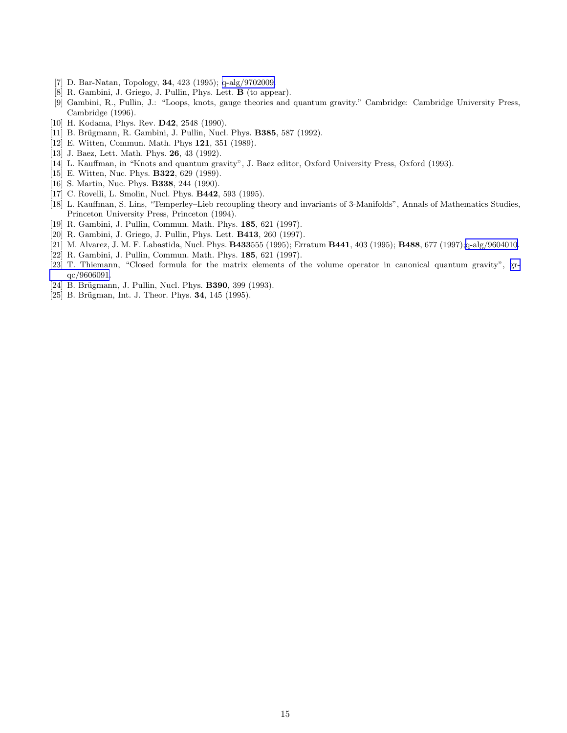[7] D. Bar-Natan, Topology, **34**, 423 (1995); q-alg/9702009.
[8] R. Gambini, J. Griego, J. Pullin, Phys. Lett. **B** (to appear).
[9] Gambini, R., Pullin, J.: "Loops, knots, gauge theories and quantum gravity." Cambridge: Cambridge University Press, Cambridge (1996).
[10] H. Kodama, Phys. Rev. **D42**, 2548 (1990).
[11] B. Brügmann, R. Gambini, J. Pullin, Nucl. Phys. **B385**, 587 (1992).
[12] E. Witten, Commun. Math. Phys **121**, 351 (1989).
[13] J. Baez, Lett. Math. Phys. **26**, 43 (1992).
[14] L. Kauffman, in "Knots and quantum gravity", J. Baez editor, Oxford University Press, Oxford (1993).
[15] E. Witten, Nuc. Phys. **B322**, 629 (1989).
[16] S. Martin, Nuc. Phys. **B338**, 244 (1990).
[17] C. Rovelli, L. Smolin, Nucl. Phys. **B442**, 593 (1995).
[18] L. Kauffman, S. Lins, "Temperley–Lieb recoupling theory and invariants of 3-Manifolds", Annals of Mathematics Studies, Princeton University Press, Princeton (1994).
[19] R. Gambini, J. Pullin, Commun. Math. Phys. **185**, 621 (1997).
[20] R. Gambini, J. Griego, J. Pullin, Phys. Lett. **B413**, 260 (1997).
[21] M. Alvarez, J. M. F. Labastida, Nucl. Phys. **B433**555 (1995); Erratum **B441**, 403 (1995); **B488**, 677 (1997);q-alg/9604010.
[22] R. Gambini, J. Pullin, Commun. Math. Phys. **185**, 621 (1997).
[23] T. Thiemann, "Closed formula for the matrix elements of the volume operator in canonical quantum gravity", gr-qc/9606091.
[24] B. Brügmann, J. Pullin, Nucl. Phys. **B390**, 399 (1993).
[25] B. Brügman, Int. J. Theor. Phys. **34**, 145 (1995).